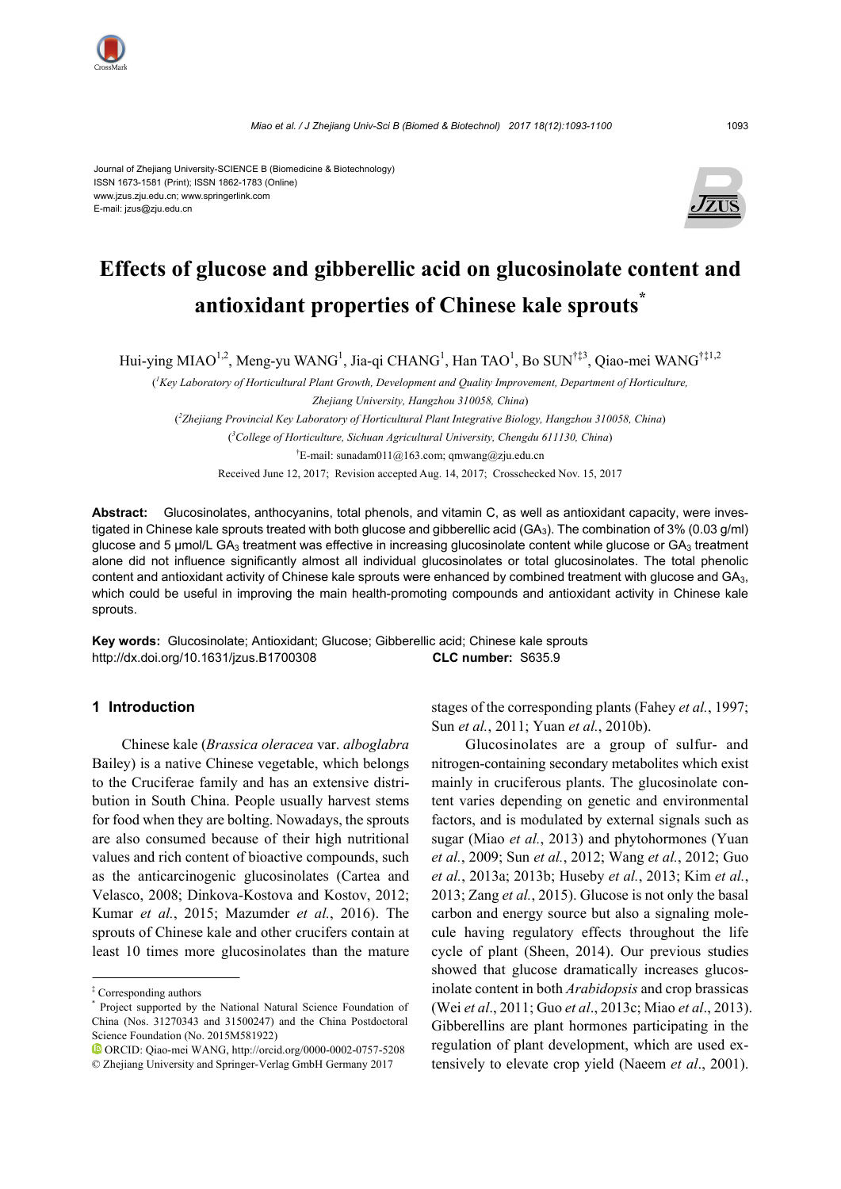Journal of Zhejiang University-SCIENCE B (Biomedicine & Biotechnology)
ISSN 1673-1581 (Print); ISSN 1862-1783 (Online)
www.jzus.zju.edu.cn; www.springerlink.com
E-mail: jzus@zju.edu.cn

# Effects of glucose and gibberellic acid on glucosinolate content and antioxidant properties of Chinese kale sprouts*

Hui-ying MIAO[1,2], Meng-yu WANG[1], Jia-qi CHANG[1], Han TAO[1], Bo SUN[†‡3], Qiao-mei WANG[†‡1,2]

([1]Key Laboratory of Horticultural Plant Growth, Development and Quality Improvement, Department of Horticulture, Zhejiang University, Hangzhou 310058, China)

([2]Zhejiang Provincial Key Laboratory of Horticultural Plant Integrative Biology, Hangzhou 310058, China)

([3]College of Horticulture, Sichuan Agricultural University, Chengdu 611130, China)

[†]E-mail: sunadam011@163.com; qmwang@zju.edu.cn

Received June 12, 2017; Revision accepted Aug. 14, 2017; Crosschecked Nov. 15, 2017

**Abstract:** Glucosinolates, anthocyanins, total phenols, and vitamin C, as well as antioxidant capacity, were investigated in Chinese kale sprouts treated with both glucose and gibberellic acid ($GA_3$). The combination of 3% (0.03 g/ml) glucose and 5 μmol/L $GA_3$ treatment was effective in increasing glucosinolate content while glucose or $GA_3$ treatment alone did not influence significantly almost all individual glucosinolates or total glucosinolates. The total phenolic content and antioxidant activity of Chinese kale sprouts were enhanced by combined treatment with glucose and $GA_3$, which could be useful in improving the main health-promoting compounds and antioxidant activity in Chinese kale sprouts.

**Key words:** Glucosinolate; Antioxidant; Glucose; Gibberellic acid; Chinese kale sprouts
http://dx.doi.org/10.1631/jzus.B1700308 **CLC number:** S635.9

## 1 Introduction

Chinese kale (*Brassica oleracea* var. *alboglabra* Bailey) is a native Chinese vegetable, which belongs to the Cruciferae family and has an extensive distribution in South China. People usually harvest stems for food when they are bolting. Nowadays, the sprouts are also consumed because of their high nutritional values and rich content of bioactive compounds, such as the anticarcinogenic glucosinolates (Cartea and Velasco, 2008; Dinkova-Kostova and Kostov, 2012; Kumar *et al.*, 2015; Mazumder *et al.*, 2016). The sprouts of Chinese kale and other crucifers contain at least 10 times more glucosinolates than the mature stages of the corresponding plants (Fahey *et al.*, 1997; Sun *et al.*, 2011; Yuan *et al.*, 2010b).

Glucosinolates are a group of sulfur- and nitrogen-containing secondary metabolites which exist mainly in cruciferous plants. The glucosinolate content varies depending on genetic and environmental factors, and is modulated by external signals such as sugar (Miao *et al.*, 2013) and phytohormones (Yuan *et al.*, 2009; Sun *et al.*, 2012; Wang *et al.*, 2012; Guo *et al.*, 2013a; 2013b; Huseby *et al.*, 2013; Kim *et al.*, 2013; Zang *et al.*, 2015). Glucose is not only the basal carbon and energy source but also a signaling molecule having regulatory effects throughout the life cycle of plant (Sheen, 2014). Our previous studies showed that glucose dramatically increases glucosinolate content in both *Arabidopsis* and crop brassicas (Wei *et al*., 2011; Guo *et al*., 2013c; Miao *et al*., 2013). Gibberellins are plant hormones participating in the regulation of plant development, which are used extensively to elevate crop yield (Naeem *et al*., 2001).

---

[‡] Corresponding authors

[*] Project supported by the National Natural Science Foundation of China (Nos. 31270343 and 31500247) and the China Postdoctoral Science Foundation (No. 2015M581922)

ORCID: Qiao-mei WANG, http://orcid.org/0000-0002-0757-5208

© Zhejiang University and Springer-Verlag GmbH Germany 2017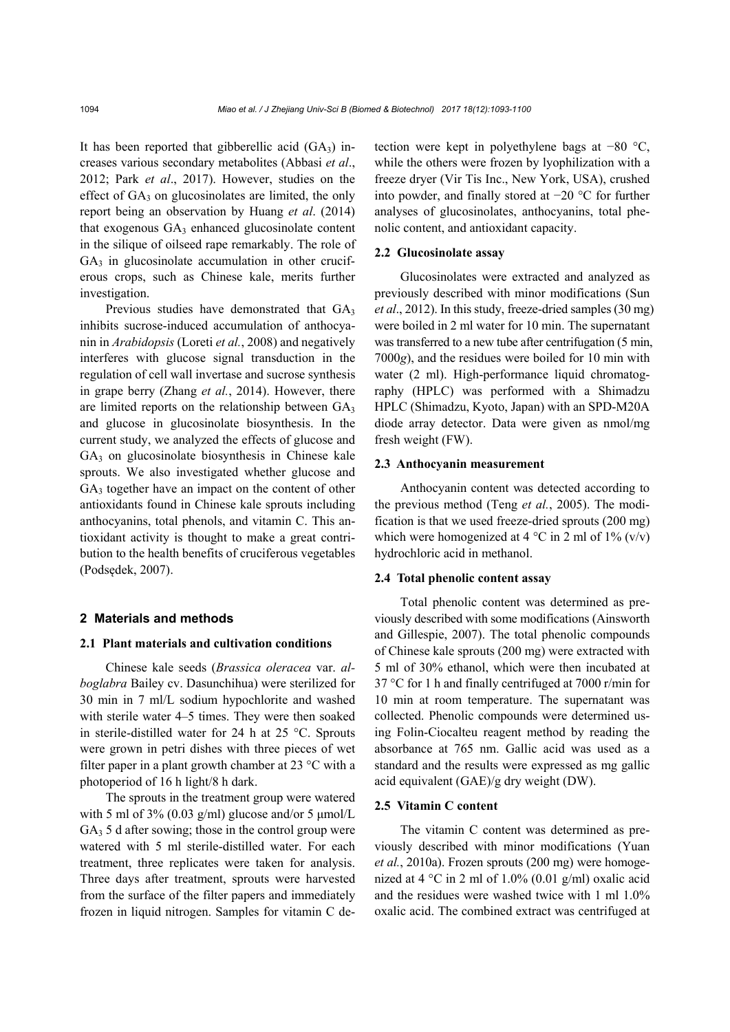It has been reported that gibberellic acid ($GA_3$) increases various secondary metabolites (Abbasi *et al*., 2012; Park *et al*., 2017). However, studies on the effect of $GA_3$ on glucosinolates are limited, the only report being an observation by Huang *et al*. (2014) that exogenous $GA_3$ enhanced glucosinolate content in the silique of oilseed rape remarkably. The role of $GA_3$ in glucosinolate accumulation in other cruciferous crops, such as Chinese kale, merits further investigation.

Previous studies have demonstrated that $GA_3$ inhibits sucrose-induced accumulation of anthocyanin in *Arabidopsis* (Loreti *et al.*, 2008) and negatively interferes with glucose signal transduction in the regulation of cell wall invertase and sucrose synthesis in grape berry (Zhang *et al.*, 2014). However, there are limited reports on the relationship between $GA_3$ and glucose in glucosinolate biosynthesis. In the current study, we analyzed the effects of glucose and $GA_3$ on glucosinolate biosynthesis in Chinese kale sprouts. We also investigated whether glucose and $GA_3$ together have an impact on the content of other antioxidants found in Chinese kale sprouts including anthocyanins, total phenols, and vitamin C. This antioxidant activity is thought to make a great contribution to the health benefits of cruciferous vegetables (Podsędek, 2007).

## 2 Materials and methods

### 2.1 Plant materials and cultivation conditions

Chinese kale seeds (*Brassica oleracea* var. *alboglabra* Bailey cv. Dasunchihua) were sterilized for 30 min in 7 ml/L sodium hypochlorite and washed with sterile water 4–5 times. They were then soaked in sterile-distilled water for 24 h at 25 °C. Sprouts were grown in petri dishes with three pieces of wet filter paper in a plant growth chamber at 23 °C with a photoperiod of 16 h light/8 h dark.

The sprouts in the treatment group were watered with 5 ml of 3% (0.03 g/ml) glucose and/or 5 μmol/L $GA_3$ 5 d after sowing; those in the control group were watered with 5 ml sterile-distilled water. For each treatment, three replicates were taken for analysis. Three days after treatment, sprouts were harvested from the surface of the filter papers and immediately frozen in liquid nitrogen. Samples for vitamin C detection were kept in polyethylene bags at −80 °C, while the others were frozen by lyophilization with a freeze dryer (Vir Tis Inc., New York, USA), crushed into powder, and finally stored at −20 °C for further analyses of glucosinolates, anthocyanins, total phenolic content, and antioxidant capacity.

### 2.2 Glucosinolate assay

Glucosinolates were extracted and analyzed as previously described with minor modifications (Sun *et al*., 2012). In this study, freeze-dried samples (30 mg) were boiled in 2 ml water for 10 min. The supernatant was transferred to a new tube after centrifugation (5 min, 7000*g*), and the residues were boiled for 10 min with water (2 ml). High-performance liquid chromatography (HPLC) was performed with a Shimadzu HPLC (Shimadzu, Kyoto, Japan) with an SPD-M20A diode array detector. Data were given as nmol/mg fresh weight (FW).

### 2.3 Anthocyanin measurement

Anthocyanin content was detected according to the previous method (Teng *et al.*, 2005). The modification is that we used freeze-dried sprouts (200 mg) which were homogenized at 4 °C in 2 ml of 1% (v/v) hydrochloric acid in methanol.

### 2.4 Total phenolic content assay

Total phenolic content was determined as previously described with some modifications (Ainsworth and Gillespie, 2007). The total phenolic compounds of Chinese kale sprouts (200 mg) were extracted with 5 ml of 30% ethanol, which were then incubated at 37 °C for 1 h and finally centrifuged at 7000 r/min for 10 min at room temperature. The supernatant was collected. Phenolic compounds were determined using Folin-Ciocalteu reagent method by reading the absorbance at 765 nm. Gallic acid was used as a standard and the results were expressed as mg gallic acid equivalent (GAE)/g dry weight (DW).

### 2.5 Vitamin C content

The vitamin C content was determined as previously described with minor modifications (Yuan *et al.*, 2010a). Frozen sprouts (200 mg) were homogenized at 4 °C in 2 ml of 1.0% (0.01 g/ml) oxalic acid and the residues were washed twice with 1 ml 1.0% oxalic acid. The combined extract was centrifuged at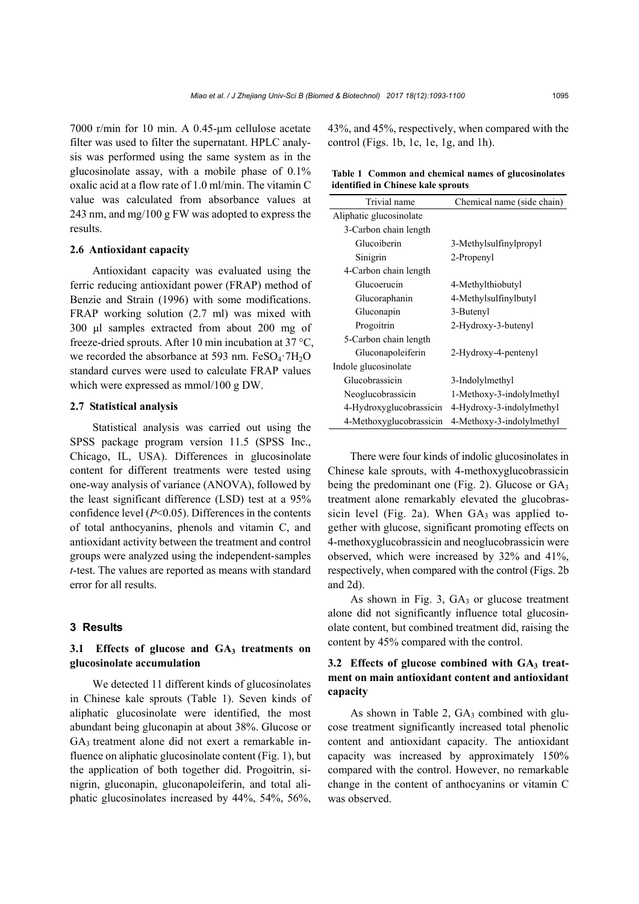7000 r/min for 10 min. A 0.45-μm cellulose acetate filter was used to filter the supernatant. HPLC analysis was performed using the same system as in the glucosinolate assay, with a mobile phase of 0.1% oxalic acid at a flow rate of 1.0 ml/min. The vitamin C value was calculated from absorbance values at 243 nm, and mg/100 g FW was adopted to express the results.

### 2.6 Antioxidant capacity

Antioxidant capacity was evaluated using the ferric reducing antioxidant power (FRAP) method of Benzie and Strain (1996) with some modifications. FRAP working solution (2.7 ml) was mixed with 300 μl samples extracted from about 200 mg of freeze-dried sprouts. After 10 min incubation at 37 °C, we recorded the absorbance at 593 nm. $FeSO_4{\cdot}7H_2O$ standard curves were used to calculate FRAP values which were expressed as mmol/100 g DW.

### 2.7 Statistical analysis

Statistical analysis was carried out using the SPSS package program version 11.5 (SPSS Inc., Chicago, IL, USA). Differences in glucosinolate content for different treatments were tested using one-way analysis of variance (ANOVA), followed by the least significant difference (LSD) test at a 95% confidence level ($P<0.05$). Differences in the contents of total anthocyanins, phenols and vitamin C, and antioxidant activity between the treatment and control groups were analyzed using the independent-samples *t*-test. The values are reported as means with standard error for all results.

## 3 Results

### 3.1 Effects of glucose and $GA_3$ treatments on glucosinolate accumulation

We detected 11 different kinds of glucosinolates in Chinese kale sprouts (Table 1). Seven kinds of aliphatic glucosinolate were identified, the most abundant being gluconapin at about 38%. Glucose or $GA_3$ treatment alone did not exert a remarkable influence on aliphatic glucosinolate content (Fig. 1), but the application of both together did. Progoitrin, sinigrin, gluconapin, gluconapoleiferin, and total aliphatic glucosinolates increased by 44%, 54%, 56%, 43%, and 45%, respectively, when compared with the control (Figs. 1b, 1c, 1e, 1g, and 1h).

**Table 1 Common and chemical names of glucosinolates identified in Chinese kale sprouts**

| Trivial name | Chemical name (side chain) |
|---|---|
| Aliphatic glucosinolate | |
| 3-Carbon chain length | |
| Glucoiberin | 3-Methylsulfinylpropyl |
| Sinigrin | 2-Propenyl |
| 4-Carbon chain length | |
| Glucoerucin | 4-Methylthiobutyl |
| Glucoraphanin | 4-Methylsulfinylbutyl |
| Gluconapin | 3-Butenyl |
| Progoitrin | 2-Hydroxy-3-butenyl |
| 5-Carbon chain length | |
| Gluconapoleiferin | 2-Hydroxy-4-pentenyl |
| Indole glucosinolate | |
| Glucobrassicin | 3-Indolylmethyl |
| Neoglucobrassicin | 1-Methoxy-3-indolylmethyl |
| 4-Hydroxyglucobrassicin | 4-Hydroxy-3-indolylmethyl |
| 4-Methoxyglucobrassicin | 4-Methoxy-3-indolylmethyl |

There were four kinds of indolic glucosinolates in Chinese kale sprouts, with 4-methoxyglucobrassicin being the predominant one (Fig. 2). Glucose or $GA_3$ treatment alone remarkably elevated the glucobrassicin level (Fig. 2a). When $GA_3$ was applied together with glucose, significant promoting effects on 4-methoxyglucobrassicin and neoglucobrassicin were observed, which were increased by 32% and 41%, respectively, when compared with the control (Figs. 2b and 2d).

As shown in Fig. 3, $GA_3$ or glucose treatment alone did not significantly influence total glucosinolate content, but combined treatment did, raising the content by 45% compared with the control.

### 3.2 Effects of glucose combined with $GA_3$ treatment on main antioxidant content and antioxidant capacity

As shown in Table 2, $GA_3$ combined with glucose treatment significantly increased total phenolic content and antioxidant capacity. The antioxidant capacity was increased by approximately 150% compared with the control. However, no remarkable change in the content of anthocyanins or vitamin C was observed.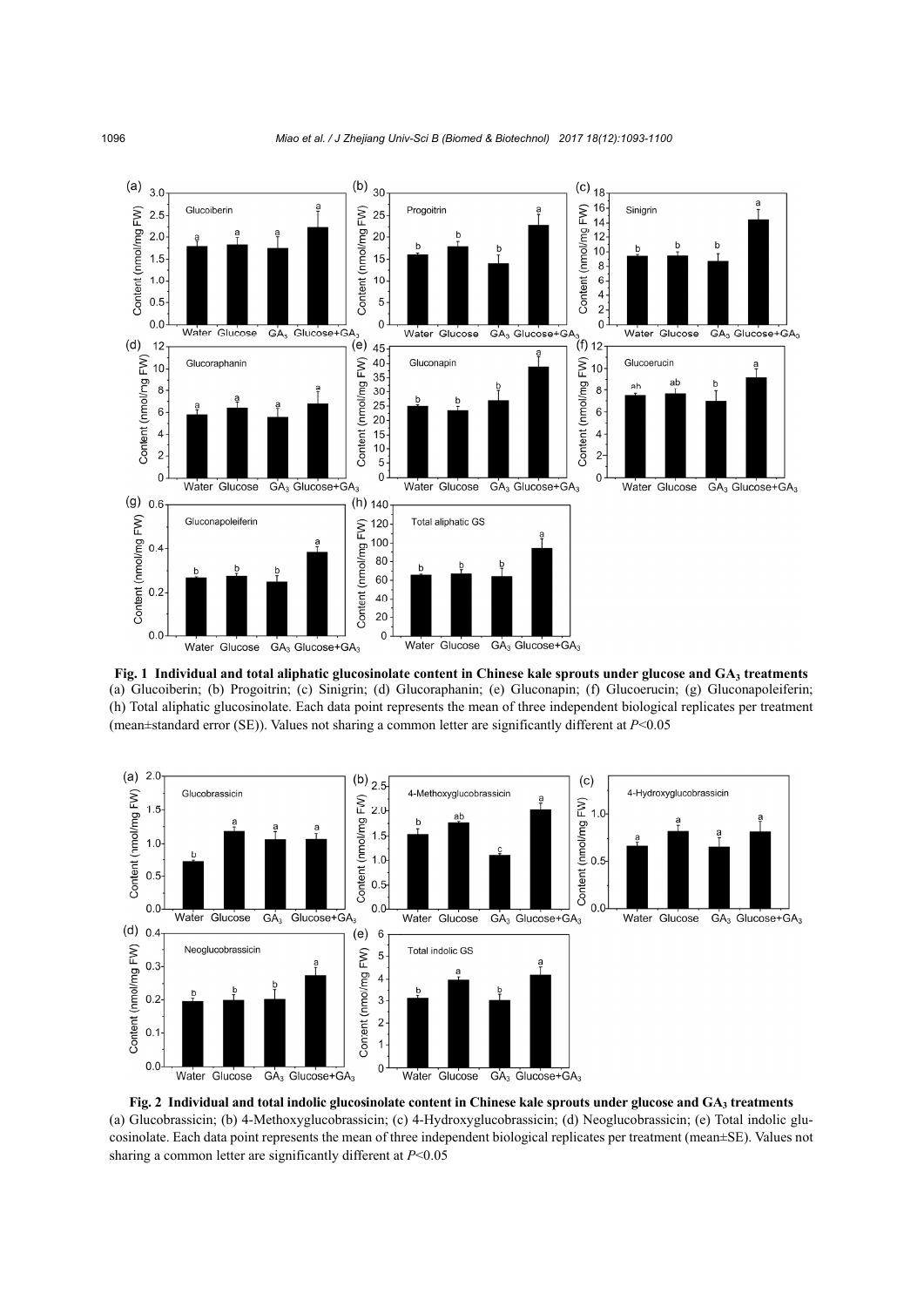**Fig. 1 Individual and total aliphatic glucosinolate content in Chinese kale sprouts under glucose and $GA_3$ treatments**

(a) Glucoiberin; (b) Progoitrin; (c) Sinigrin; (d) Glucoraphanin; (e) Gluconapin; (f) Glucoerucin; (g) Gluconapoleiferin; (h) Total aliphatic glucosinolate. Each data point represents the mean of three independent biological replicates per treatment (mean±standard error (SE)). Values not sharing a common letter are significantly different at $P<0.05$

**Fig. 2 Individual and total indolic glucosinolate content in Chinese kale sprouts under glucose and $GA_3$ treatments**

(a) Glucobrassicin; (b) 4-Methoxyglucobrassicin; (c) 4-Hydroxyglucobrassicin; (d) Neoglucobrassicin; (e) Total indolic glucosinolate. Each data point represents the mean of three independent biological replicates per treatment (mean±SE). Values not sharing a common letter are significantly different at $P<0.05$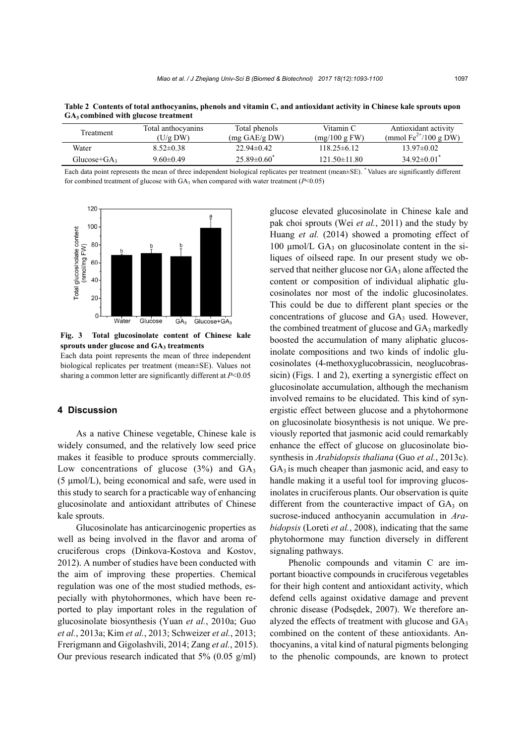**Table 2 Contents of total anthocyanins, phenols and vitamin C, and antioxidant activity in Chinese kale sprouts upon $GA_3$ combined with glucose treatment**

| Treatment | Total anthocyanins (U/g DW) | Total phenols (mg GAE/g DW) | Vitamin C (mg/100 g FW) | Antioxidant activity (mmol $Fe^{2+}$/100 g DW) |
|---|---|---|---|---|
| Water | 8.52±0.38 | 22.94±0.42 | 118.25±6.12 | 13.97±0.02 |
| Glucose+$GA_3$ | 9.60±0.49 | 25.89±0.60* | 121.50±11.80 | 34.92±0.01* |

Each data point represents the mean of three independent biological replicates per treatment (mean±SE). * Values are significantly different for combined treatment of glucose with $GA_3$ when compared with water treatment ($P<0.05$)

**Fig. 3 Total glucosinolate content of Chinese kale sprouts under glucose and $GA_3$ treatments**

Each data point represents the mean of three independent biological replicates per treatment (mean±SE). Values not sharing a common letter are significantly different at $P<0.05$

## 4 Discussion

As a native Chinese vegetable, Chinese kale is widely consumed, and the relatively low seed price makes it feasible to produce sprouts commercially. Low concentrations of glucose (3%) and $GA_3$ (5 μmol/L), being economical and safe, were used in this study to search for a practicable way of enhancing glucosinolate and antioxidant attributes of Chinese kale sprouts.

Glucosinolate has anticarcinogenic properties as well as being involved in the flavor and aroma of cruciferous crops (Dinkova-Kostova and Kostov, 2012). A number of studies have been conducted with the aim of improving these properties. Chemical regulation was one of the most studied methods, especially with phytohormones, which have been reported to play important roles in the regulation of glucosinolate biosynthesis (Yuan *et al.*, 2010a; Guo *et al.*, 2013a; Kim *et al.*, 2013; Schweizer *et al.*, 2013; Frerigmann and Gigolashvili, 2014; Zang *et al.*, 2015). Our previous research indicated that 5% (0.05 g/ml) glucose elevated glucosinolate in Chinese kale and pak choi sprouts (Wei *et al.*, 2011) and the study by Huang *et al.* (2014) showed a promoting effect of 100 μmol/L $GA_3$ on glucosinolate content in the siliques of oilseed rape. In our present study we observed that neither glucose nor $GA_3$ alone affected the content or composition of individual aliphatic glucosinolates nor most of the indolic glucosinolates. This could be due to different plant species or the concentrations of glucose and $GA_3$ used. However, the combined treatment of glucose and $GA_3$ markedly boosted the accumulation of many aliphatic glucosinolate compositions and two kinds of indolic glucosinolates (4-methoxyglucobrassicin, neoglucobrassicin) (Figs. 1 and 2), exerting a synergistic effect on glucosinolate accumulation, although the mechanism involved remains to be elucidated. This kind of synergistic effect between glucose and a phytohormone on glucosinolate biosynthesis is not unique. We previously reported that jasmonic acid could remarkably enhance the effect of glucose on glucosinolate biosynthesis in *Arabidopsis thaliana* (Guo *et al.*, 2013c). $GA_3$ is much cheaper than jasmonic acid, and easy to handle making it a useful tool for improving glucosinolates in cruciferous plants. Our observation is quite different from the counteractive impact of $GA_3$ on sucrose-induced anthocyanin accumulation in *Arabidopsis* (Loreti *et al.*, 2008), indicating that the same phytohormone may function diversely in different signaling pathways.

Phenolic compounds and vitamin C are important bioactive compounds in cruciferous vegetables for their high content and antioxidant activity, which defend cells against oxidative damage and prevent chronic disease (Podsędek, 2007). We therefore analyzed the effects of treatment with glucose and $GA_3$ combined on the content of these antioxidants. Anthocyanins, a vital kind of natural pigments belonging to the phenolic compounds, are known to protect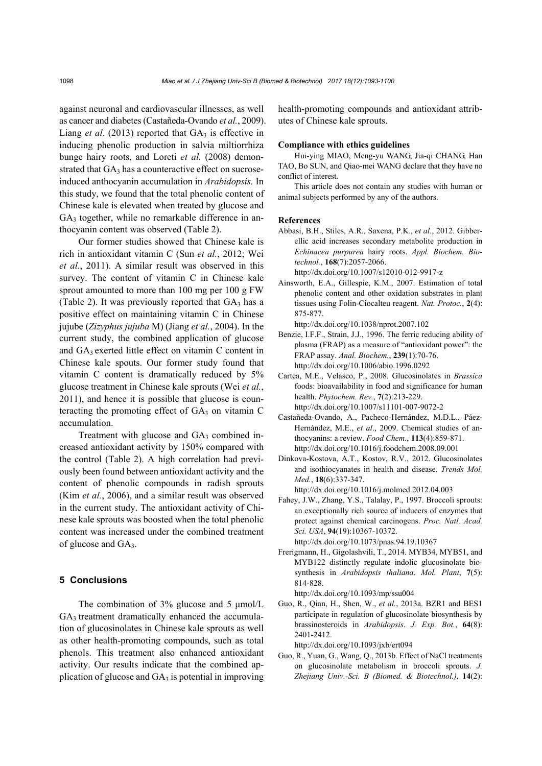against neuronal and cardiovascular illnesses, as well as cancer and diabetes (Castañeda-Ovando *et al.*, 2009). Liang *et al*. (2013) reported that $GA_3$ is effective in inducing phenolic production in salvia miltiorrhiza bunge hairy roots, and Loreti *et al.* (2008) demonstrated that $GA_3$ has a counteractive effect on sucrose-induced anthocyanin accumulation in *Arabidopsis*. In this study, we found that the total phenolic content of Chinese kale is elevated when treated by glucose and $GA_3$ together, while no remarkable difference in anthocyanin content was observed (Table 2).

Our former studies showed that Chinese kale is rich in antioxidant vitamin C (Sun *et al.*, 2012; Wei *et al.*, 2011). A similar result was observed in this survey. The content of vitamin C in Chinese kale sprout amounted to more than 100 mg per 100 g FW (Table 2). It was previously reported that $GA_3$ has a positive effect on maintaining vitamin C in Chinese jujube (*Zizyphus jujuba* M) (Jiang *et al.*, 2004). In the current study, the combined application of glucose and $GA_3$ exerted little effect on vitamin C content in Chinese kale spouts. Our former study found that vitamin C content is dramatically reduced by 5% glucose treatment in Chinese kale sprouts (Wei *et al.*, 2011), and hence it is possible that glucose is counteracting the promoting effect of $GA_3$ on vitamin C accumulation.

Treatment with glucose and $GA_3$ combined increased antioxidant activity by 150% compared with the control (Table 2). A high correlation had previously been found between antioxidant activity and the content of phenolic compounds in radish sprouts (Kim *et al.*, 2006), and a similar result was observed in the current study. The antioxidant activity of Chinese kale sprouts was boosted when the total phenolic content was increased under the combined treatment of glucose and $GA_3$.

## 5 Conclusions

The combination of 3% glucose and 5 μmol/L $GA_3$ treatment dramatically enhanced the accumulation of glucosinolates in Chinese kale sprouts as well as other health-promoting compounds, such as total phenols. This treatment also enhanced antioxidant activity. Our results indicate that the combined application of glucose and $GA_3$ is potential in improving health-promoting compounds and antioxidant attributes of Chinese kale sprouts.

#### Compliance with ethics guidelines

Hui-ying MIAO, Meng-yu WANG, Jia-qi CHANG, Han TAO, Bo SUN, and Qiao-mei WANG declare that they have no conflict of interest.

This article does not contain any studies with human or animal subjects performed by any of the authors.

#### References

Abbasi, B.H., Stiles, A.R., Saxena, P.K., *et al.*, 2012. Gibberellic acid increases secondary metabolite production in *Echinacea purpurea* hairy roots. *Appl. Biochem. Biotechnol.*, **168**(7):2057-2066. http://dx.doi.org/10.1007/s12010-012-9917-z

Ainsworth, E.A., Gillespie, K.M., 2007. Estimation of total phenolic content and other oxidation substrates in plant tissues using Folin-Ciocalteu reagent. *Nat. Protoc.*, **2**(4): 875-877. http://dx.doi.org/10.1038/nprot.2007.102

Benzie, I.F.F., Strain, J.J., 1996. The ferric reducing ability of plasma (FRAP) as a measure of "antioxidant power": the FRAP assay. *Anal. Biochem.*, **239**(1):70-76. http://dx.doi.org/10.1006/abio.1996.0292

Cartea, M.E., Velasco, P., 2008. Glucosinolates in *Brassica* foods: bioavailability in food and significance for human health. *Phytochem. Rev.*, **7**(2):213-229. http://dx.doi.org/10.1007/s11101-007-9072-2

Castañeda-Ovando, A., Pacheco-Hernández, M.D.L., Páez-Hernández, M.E., *et al*., 2009. Chemical studies of anthocyanins: a review. *Food Chem.*, **113**(4):859-871. http://dx.doi.org/10.1016/j.foodchem.2008.09.001

Dinkova-Kostova, A.T., Kostov, R.V., 2012. Glucosinolates and isothiocyanates in health and disease. *Trends Mol. Med.*, **18**(6):337-347. http://dx.doi.org/10.1016/j.molmed.2012.04.003

Fahey, J.W., Zhang, Y.S., Talalay, P., 1997. Broccoli sprouts: an exceptionally rich source of inducers of enzymes that protect against chemical carcinogens. *Proc. Natl. Acad. Sci. USA*, **94**(19):10367-10372. http://dx.doi.org/10.1073/pnas.94.19.10367

Frerigmann, H., Gigolashvili, T., 2014. MYB34, MYB51, and MYB122 distinctly regulate indolic glucosinolate biosynthesis in *Arabidopsis thaliana*. *Mol. Plant*, **7**(5): 814-828. http://dx.doi.org/10.1093/mp/ssu004

Guo, R., Qian, H., Shen, W., *et al.*, 2013a. BZR1 and BES1 participate in regulation of glucosinolate biosynthesis by brassinosteroids in *Arabidopsis*. *J. Exp. Bot.*, **64**(8): 2401-2412. http://dx.doi.org/10.1093/jxb/ert094

Guo, R., Yuan, G., Wang, Q., 2013b. Effect of NaCl treatments on glucosinolate metabolism in broccoli sprouts. *J. Zhejiang Univ.-Sci. B (Biomed. & Biotechnol.)*, **14**(2):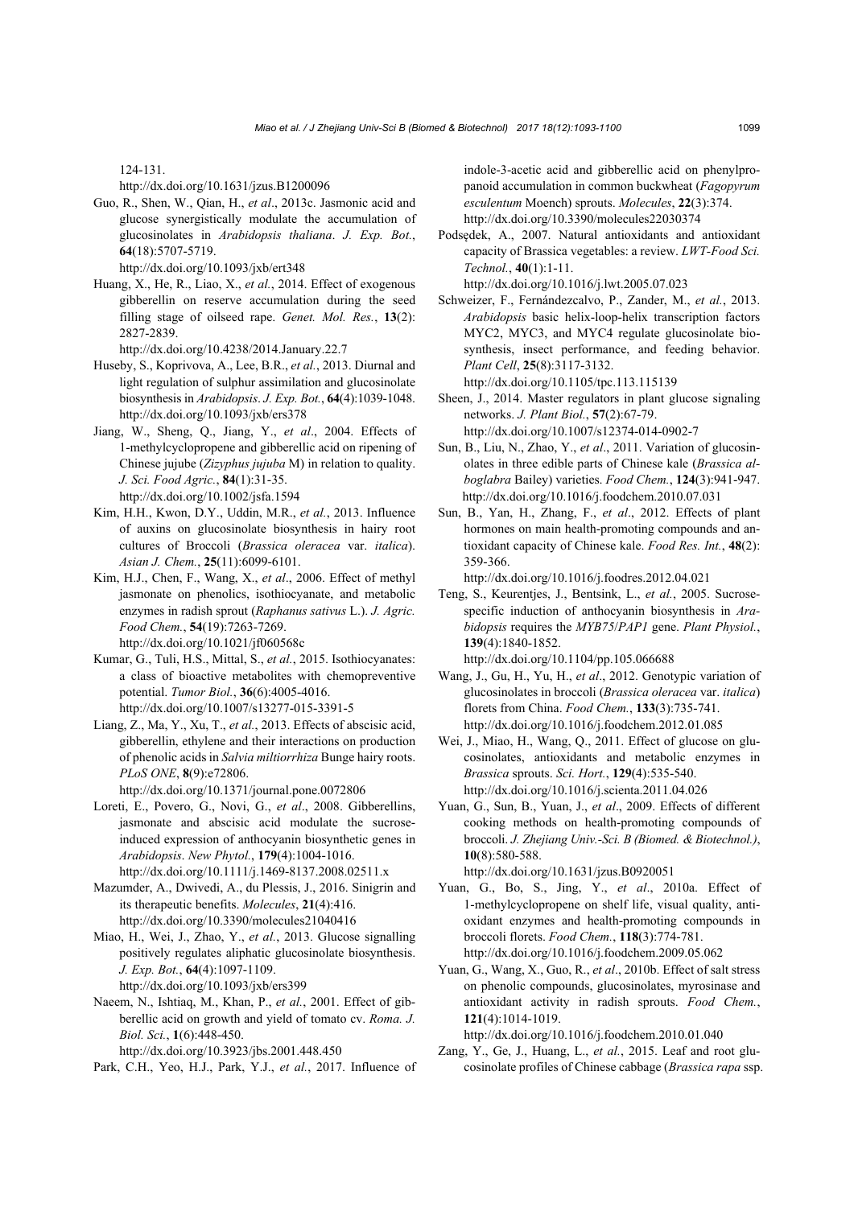124-131.
http://dx.doi.org/10.1631/jzus.B1200096

Guo, R., Shen, W., Qian, H., *et al*., 2013c. Jasmonic acid and glucose synergistically modulate the accumulation of glucosinolates in *Arabidopsis thaliana*. *J. Exp. Bot.*, **64**(18):5707-5719.
http://dx.doi.org/10.1093/jxb/ert348

Huang, X., He, R., Liao, X., *et al.*, 2014. Effect of exogenous gibberellin on reserve accumulation during the seed filling stage of oilseed rape. *Genet. Mol. Res.*, **13**(2): 2827-2839.
http://dx.doi.org/10.4238/2014.January.22.7

Huseby, S., Koprivova, A., Lee, B.R., *et al.*, 2013. Diurnal and light regulation of sulphur assimilation and glucosinolate biosynthesis in *Arabidopsis*. *J. Exp. Bot.*, **64**(4):1039-1048.
http://dx.doi.org/10.1093/jxb/ers378

Jiang, W., Sheng, Q., Jiang, Y., *et al*., 2004. Effects of 1-methylcyclopropene and gibberellic acid on ripening of Chinese jujube (*Zizyphus jujuba* M) in relation to quality. *J. Sci. Food Agric.*, **84**(1):31-35.
http://dx.doi.org/10.1002/jsfa.1594

Kim, H.H., Kwon, D.Y., Uddin, M.R., *et al.*, 2013. Influence of auxins on glucosinolate biosynthesis in hairy root cultures of Broccoli (*Brassica oleracea* var. *italica*). *Asian J. Chem.*, **25**(11):6099-6101.

Kim, H.J., Chen, F., Wang, X., *et al*., 2006. Effect of methyl jasmonate on phenolics, isothiocyanate, and metabolic enzymes in radish sprout (*Raphanus sativus* L.). *J. Agric. Food Chem.*, **54**(19):7263-7269.
http://dx.doi.org/10.1021/jf060568c

Kumar, G., Tuli, H.S., Mittal, S., *et al.*, 2015. Isothiocyanates: a class of bioactive metabolites with chemopreventive potential. *Tumor Biol.*, **36**(6):4005-4016.
http://dx.doi.org/10.1007/s13277-015-3391-5

Liang, Z., Ma, Y., Xu, T., *et al.*, 2013. Effects of abscisic acid, gibberellin, ethylene and their interactions on production of phenolic acids in *Salvia miltiorrhiza* Bunge hairy roots. *PLoS ONE*, **8**(9):e72806.
http://dx.doi.org/10.1371/journal.pone.0072806

Loreti, E., Povero, G., Novi, G., *et al*., 2008. Gibberellins, jasmonate and abscisic acid modulate the sucrose-induced expression of anthocyanin biosynthetic genes in *Arabidopsis*. *New Phytol.*, **179**(4):1004-1016.
http://dx.doi.org/10.1111/j.1469-8137.2008.02511.x

Mazumder, A., Dwivedi, A., du Plessis, J., 2016. Sinigrin and its therapeutic benefits. *Molecules*, **21**(4):416.
http://dx.doi.org/10.3390/molecules21040416

Miao, H., Wei, J., Zhao, Y., *et al.*, 2013. Glucose signalling positively regulates aliphatic glucosinolate biosynthesis. *J. Exp. Bot.*, **64**(4):1097-1109.
http://dx.doi.org/10.1093/jxb/ers399

Naeem, N., Ishtiaq, M., Khan, P., *et al.*, 2001. Effect of gibberellic acid on growth and yield of tomato cv. *Roma. J. Biol. Sci.*, **1**(6):448-450.
http://dx.doi.org/10.3923/jbs.2001.448.450

Park, C.H., Yeo, H.J., Park, Y.J., *et al.*, 2017. Influence of indole-3-acetic acid and gibberellic acid on phenylpropanoid accumulation in common buckwheat (*Fagopyrum esculentum* Moench) sprouts. *Molecules*, **22**(3):374.
http://dx.doi.org/10.3390/molecules22030374

Podsędek, A., 2007. Natural antioxidants and antioxidant capacity of Brassica vegetables: a review. *LWT-Food Sci. Technol.*, **40**(1):1-11.
http://dx.doi.org/10.1016/j.lwt.2005.07.023

Schweizer, F., Fernándezcalvo, P., Zander, M., *et al.*, 2013. *Arabidopsis* basic helix-loop-helix transcription factors MYC2, MYC3, and MYC4 regulate glucosinolate biosynthesis, insect performance, and feeding behavior. *Plant Cell*, **25**(8):3117-3132.
http://dx.doi.org/10.1105/tpc.113.115139

Sheen, J., 2014. Master regulators in plant glucose signaling networks. *J. Plant Biol.*, **57**(2):67-79.
http://dx.doi.org/10.1007/s12374-014-0902-7

Sun, B., Liu, N., Zhao, Y., *et al*., 2011. Variation of glucosinolates in three edible parts of Chinese kale (*Brassica alboglabra* Bailey) varieties. *Food Chem.*, **124**(3):941-947.
http://dx.doi.org/10.1016/j.foodchem.2010.07.031

Sun, B., Yan, H., Zhang, F., *et al*., 2012. Effects of plant hormones on main health-promoting compounds and antioxidant capacity of Chinese kale. *Food Res. Int.*, **48**(2): 359-366.
http://dx.doi.org/10.1016/j.foodres.2012.04.021

Teng, S., Keurentjes, J., Bentsink, L., *et al.*, 2005. Sucrose-specific induction of anthocyanin biosynthesis in *Arabidopsis* requires the *MYB75*/*PAP1* gene. *Plant Physiol.*, **139**(4):1840-1852.
http://dx.doi.org/10.1104/pp.105.066688

Wang, J., Gu, H., Yu, H., *et al*., 2012. Genotypic variation of glucosinolates in broccoli (*Brassica oleracea* var. *italica*) florets from China. *Food Chem.*, **133**(3):735-741.
http://dx.doi.org/10.1016/j.foodchem.2012.01.085

Wei, J., Miao, H., Wang, Q., 2011. Effect of glucose on glucosinolates, antioxidants and metabolic enzymes in *Brassica* sprouts. *Sci. Hort.*, **129**(4):535-540.
http://dx.doi.org/10.1016/j.scienta.2011.04.026

Yuan, G., Sun, B., Yuan, J., *et al*., 2009. Effects of different cooking methods on health-promoting compounds of broccoli. *J. Zhejiang Univ.-Sci. B (Biomed. & Biotechnol.)*, **10**(8):580-588.
http://dx.doi.org/10.1631/jzus.B0920051

Yuan, G., Bo, S., Jing, Y., *et al*., 2010a. Effect of 1-methylcyclopropene on shelf life, visual quality, antioxidant enzymes and health-promoting compounds in broccoli florets. *Food Chem.*, **118**(3):774-781.
http://dx.doi.org/10.1016/j.foodchem.2009.05.062

Yuan, G., Wang, X., Guo, R., *et al*., 2010b. Effect of salt stress on phenolic compounds, glucosinolates, myrosinase and antioxidant activity in radish sprouts. *Food Chem.*, **121**(4):1014-1019.
http://dx.doi.org/10.1016/j.foodchem.2010.01.040

Zang, Y., Ge, J., Huang, L., *et al.*, 2015. Leaf and root glucosinolate profiles of Chinese cabbage (*Brassica rapa* ssp.